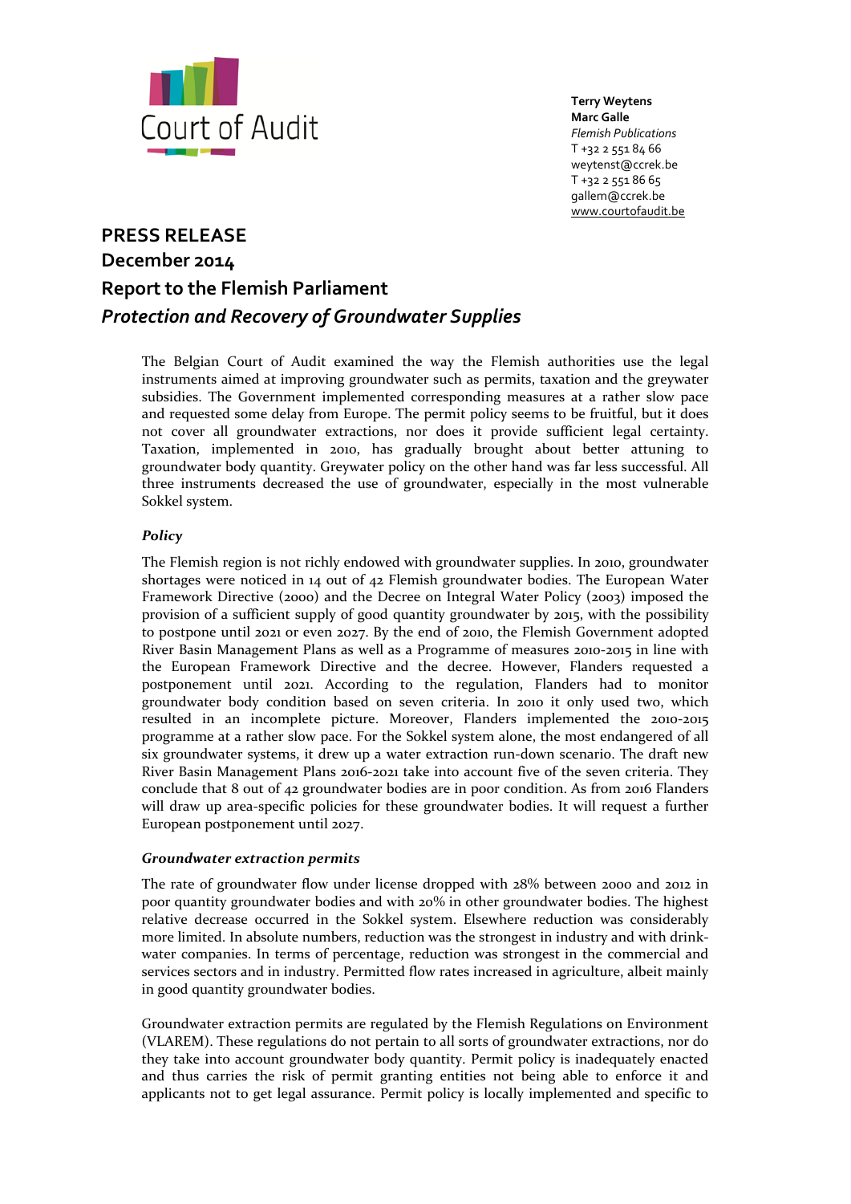Court of Audit

**Terry Weytens**
**Marc Galle**
*Flemish Publications*
T +32 2 551 84 66
weytenst@ccrek.be
T +32 2 551 86 65
gallem@ccrek.be
www.courtofaudit.be

# PRESS RELEASE
## December 2014
## Report to the Flemish Parliament
## *Protection and Recovery of Groundwater Supplies*

The Belgian Court of Audit examined the way the Flemish authorities use the legal instruments aimed at improving groundwater such as permits, taxation and the greywater subsidies. The Government implemented corresponding measures at a rather slow pace and requested some delay from Europe. The permit policy seems to be fruitful, but it does not cover all groundwater extractions, nor does it provide sufficient legal certainty. Taxation, implemented in 2010, has gradually brought about better attuning to groundwater body quantity. Greywater policy on the other hand was far less successful. All three instruments decreased the use of groundwater, especially in the most vulnerable Sokkel system.

### *Policy*

The Flemish region is not richly endowed with groundwater supplies. In 2010, groundwater shortages were noticed in 14 out of 42 Flemish groundwater bodies. The European Water Framework Directive (2000) and the Decree on Integral Water Policy (2003) imposed the provision of a sufficient supply of good quantity groundwater by 2015, with the possibility to postpone until 2021 or even 2027. By the end of 2010, the Flemish Government adopted River Basin Management Plans as well as a Programme of measures 2010-2015 in line with the European Framework Directive and the decree. However, Flanders requested a postponement until 2021. According to the regulation, Flanders had to monitor groundwater body condition based on seven criteria. In 2010 it only used two, which resulted in an incomplete picture. Moreover, Flanders implemented the 2010-2015 programme at a rather slow pace. For the Sokkel system alone, the most endangered of all six groundwater systems, it drew up a water extraction run-down scenario. The draft new River Basin Management Plans 2016-2021 take into account five of the seven criteria. They conclude that 8 out of 42 groundwater bodies are in poor condition. As from 2016 Flanders will draw up area-specific policies for these groundwater bodies. It will request a further European postponement until 2027.

### *Groundwater extraction permits*

The rate of groundwater flow under license dropped with 28% between 2000 and 2012 in poor quantity groundwater bodies and with 20% in other groundwater bodies. The highest relative decrease occurred in the Sokkel system. Elsewhere reduction was considerably more limited. In absolute numbers, reduction was the strongest in industry and with drink-water companies. In terms of percentage, reduction was strongest in the commercial and services sectors and in industry. Permitted flow rates increased in agriculture, albeit mainly in good quantity groundwater bodies.

Groundwater extraction permits are regulated by the Flemish Regulations on Environment (VLAREM). These regulations do not pertain to all sorts of groundwater extractions, nor do they take into account groundwater body quantity. Permit policy is inadequately enacted and thus carries the risk of permit granting entities not being able to enforce it and applicants not to get legal assurance. Permit policy is locally implemented and specific to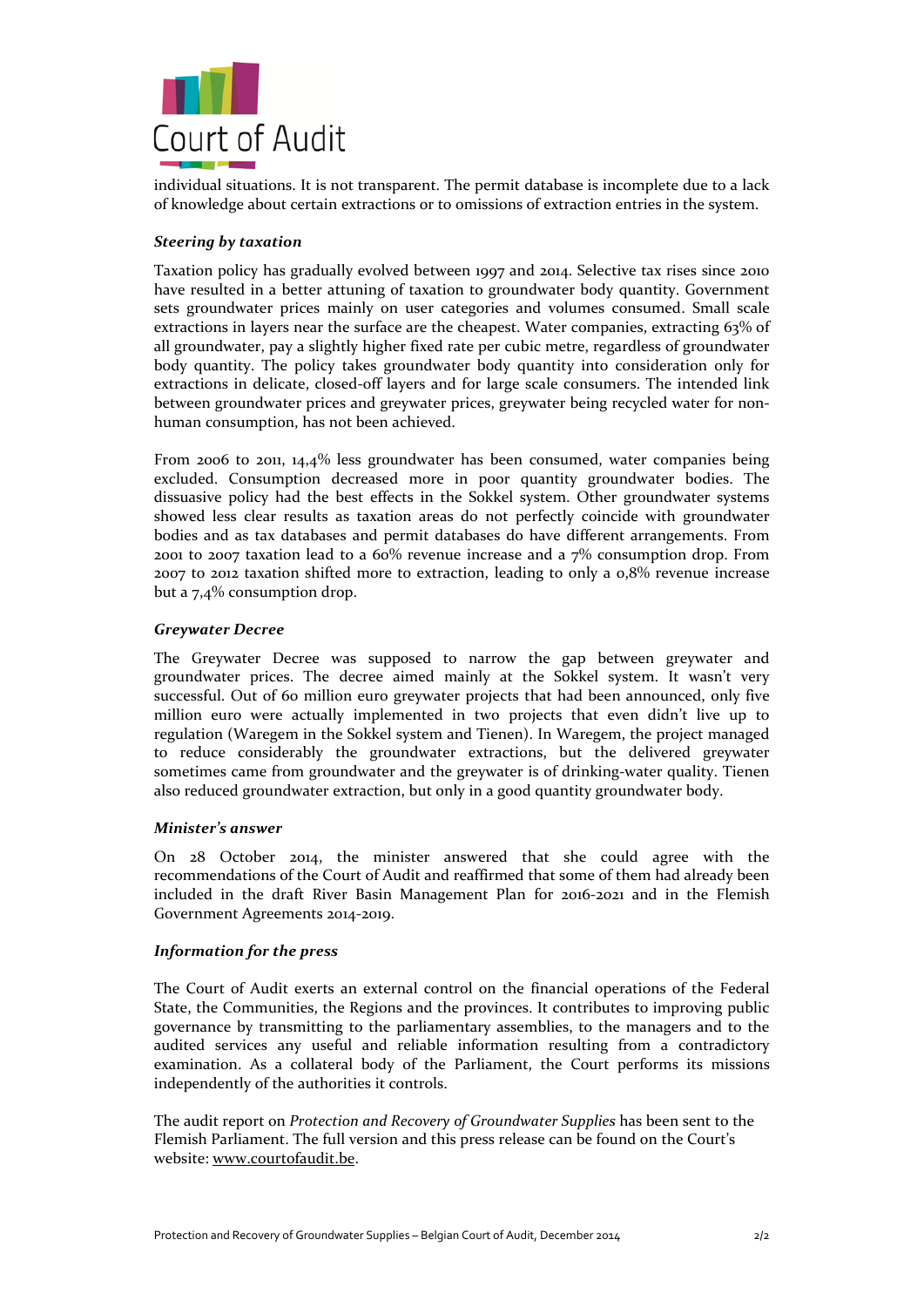individual situations. It is not transparent. The permit database is incomplete due to a lack of knowledge about certain extractions or to omissions of extraction entries in the system.

### *Steering by taxation*

Taxation policy has gradually evolved between 1997 and 2014. Selective tax rises since 2010 have resulted in a better attuning of taxation to groundwater body quantity. Government sets groundwater prices mainly on user categories and volumes consumed. Small scale extractions in layers near the surface are the cheapest. Water companies, extracting 63% of all groundwater, pay a slightly higher fixed rate per cubic metre, regardless of groundwater body quantity. The policy takes groundwater body quantity into consideration only for extractions in delicate, closed-off layers and for large scale consumers. The intended link between groundwater prices and greywater prices, greywater being recycled water for non-human consumption, has not been achieved.

From 2006 to 2011, 14,4% less groundwater has been consumed, water companies being excluded. Consumption decreased more in poor quantity groundwater bodies. The dissuasive policy had the best effects in the Sokkel system. Other groundwater systems showed less clear results as taxation areas do not perfectly coincide with groundwater bodies and as tax databases and permit databases do have different arrangements. From 2001 to 2007 taxation lead to a 60% revenue increase and a 7% consumption drop. From 2007 to 2012 taxation shifted more to extraction, leading to only a 0,8% revenue increase but a 7,4% consumption drop.

### *Greywater Decree*

The Greywater Decree was supposed to narrow the gap between greywater and groundwater prices. The decree aimed mainly at the Sokkel system. It wasn't very successful. Out of 60 million euro greywater projects that had been announced, only five million euro were actually implemented in two projects that even didn't live up to regulation (Waregem in the Sokkel system and Tienen). In Waregem, the project managed to reduce considerably the groundwater extractions, but the delivered greywater sometimes came from groundwater and the greywater is of drinking-water quality. Tienen also reduced groundwater extraction, but only in a good quantity groundwater body.

### *Minister's answer*

On 28 October 2014, the minister answered that she could agree with the recommendations of the Court of Audit and reaffirmed that some of them had already been included in the draft River Basin Management Plan for 2016-2021 and in the Flemish Government Agreements 2014-2019.

### *Information for the press*

The Court of Audit exerts an external control on the financial operations of the Federal State, the Communities, the Regions and the provinces. It contributes to improving public governance by transmitting to the parliamentary assemblies, to the managers and to the audited services any useful and reliable information resulting from a contradictory examination. As a collateral body of the Parliament, the Court performs its missions independently of the authorities it controls.

The audit report on *Protection and Recovery of Groundwater Supplies* has been sent to the Flemish Parliament. The full version and this press release can be found on the Court's website: www.courtofaudit.be.